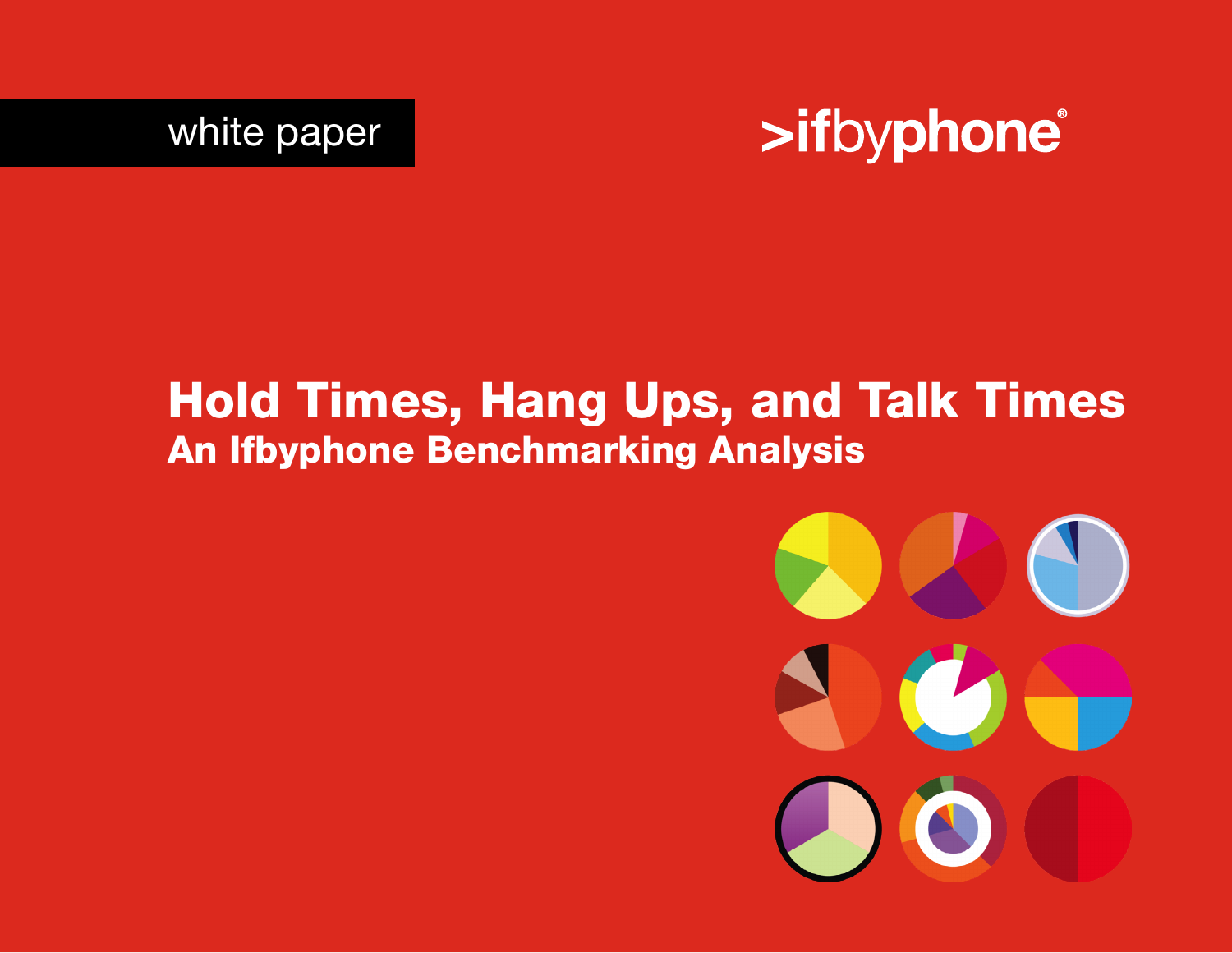white paper

>ifbyphone®

# Hold Times, Hang Ups, and Talk Times

## An Ifbyphone Benchmarking Analysis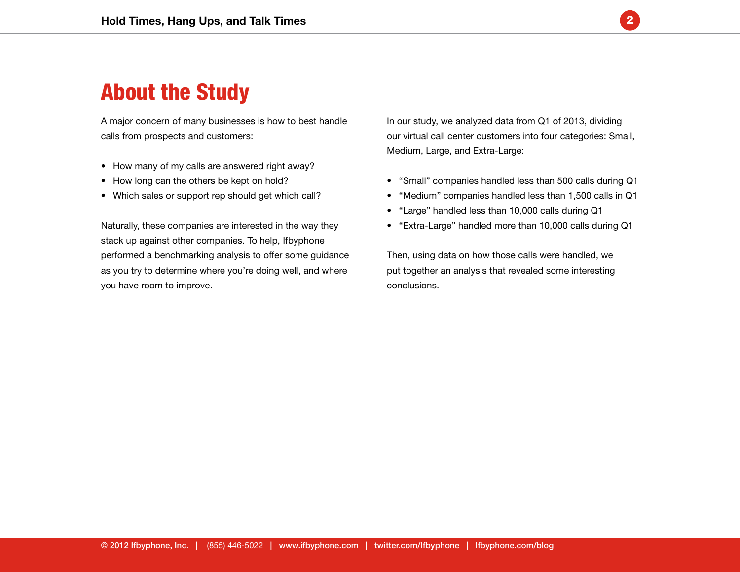# About the Study

A major concern of many businesses is how to best handle calls from prospects and customers:

- How many of my calls are answered right away?
- How long can the others be kept on hold?
- Which sales or support rep should get which call?

Naturally, these companies are interested in the way they stack up against other companies. To help, Ifbyphone performed a benchmarking analysis to offer some guidance as you try to determine where you're doing well, and where you have room to improve.

In our study, we analyzed data from Q1 of 2013, dividing our virtual call center customers into four categories: Small, Medium, Large, and Extra-Large:

- "Small" companies handled less than 500 calls during Q1
- "Medium" companies handled less than 1,500 calls in Q1
- "Large" handled less than 10,000 calls during Q1
- "Extra-Large" handled more than 10,000 calls during Q1

Then, using data on how those calls were handled, we put together an analysis that revealed some interesting conclusions.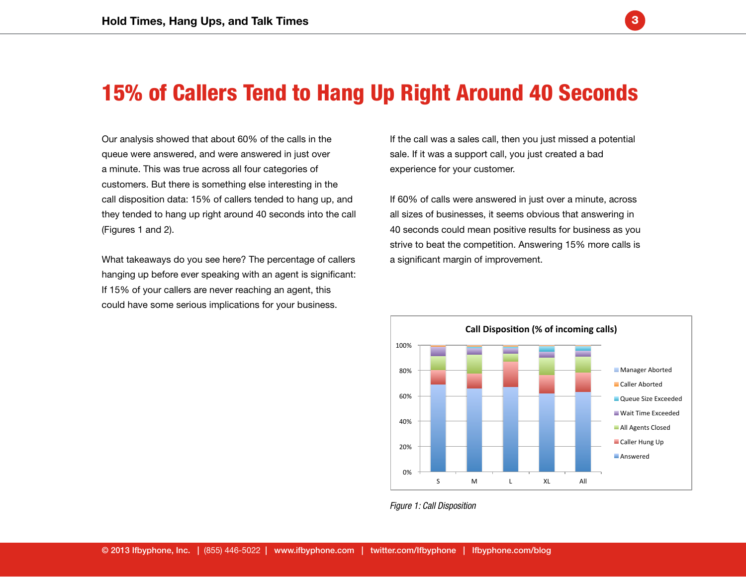# 15% of Callers Tend to Hang Up Right Around 40 Seconds

Our analysis showed that about 60% of the calls in the queue were answered, and were answered in just over a minute. This was true across all four categories of customers. But there is something else interesting in the call disposition data: 15% of callers tended to hang up, and they tended to hang up right around 40 seconds into the call (Figures 1 and 2).

What takeaways do you see here? The percentage of callers hanging up before ever speaking with an agent is significant: If 15% of your callers are never reaching an agent, this could have some serious implications for your business.

If the call was a sales call, then you just missed a potential sale. If it was a support call, you just created a bad experience for your customer.

If 60% of calls were answered in just over a minute, across all sizes of businesses, it seems obvious that answering in 40 seconds could mean positive results for business as you strive to beat the competition. Answering 15% more calls is a significant margin of improvement.

*Figure 1: Call Disposition*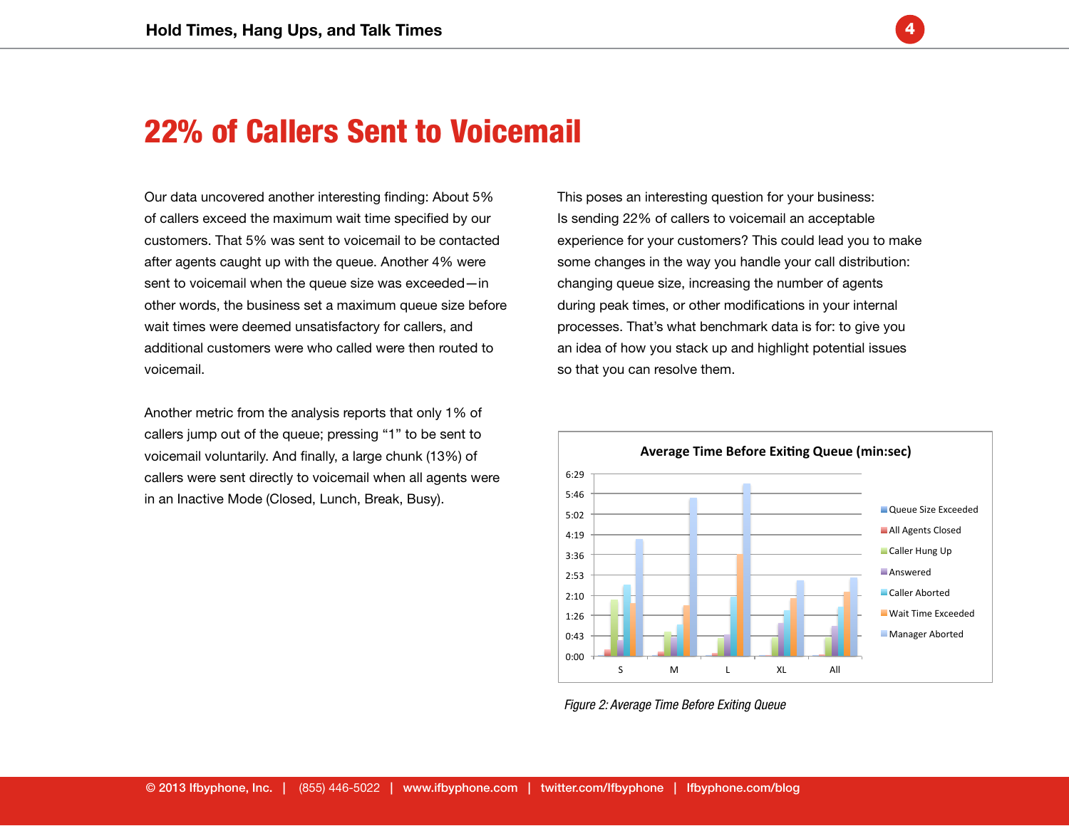# 22% of Callers Sent to Voicemail

Our data uncovered another interesting finding: About 5% of callers exceed the maximum wait time specified by our customers. That 5% was sent to voicemail to be contacted after agents caught up with the queue. Another 4% were sent to voicemail when the queue size was exceeded—in other words, the business set a maximum queue size before wait times were deemed unsatisfactory for callers, and additional customers were who called were then routed to voicemail.

Another metric from the analysis reports that only 1% of callers jump out of the queue; pressing "1" to be sent to voicemail voluntarily. And finally, a large chunk (13%) of callers were sent directly to voicemail when all agents were in an Inactive Mode (Closed, Lunch, Break, Busy).

This poses an interesting question for your business: Is sending 22% of callers to voicemail an acceptable experience for your customers? This could lead you to make some changes in the way you handle your call distribution: changing queue size, increasing the number of agents during peak times, or other modifications in your internal processes. That's what benchmark data is for: to give you an idea of how you stack up and highlight potential issues so that you can resolve them.

*Figure 2: Average Time Before Exiting Queue*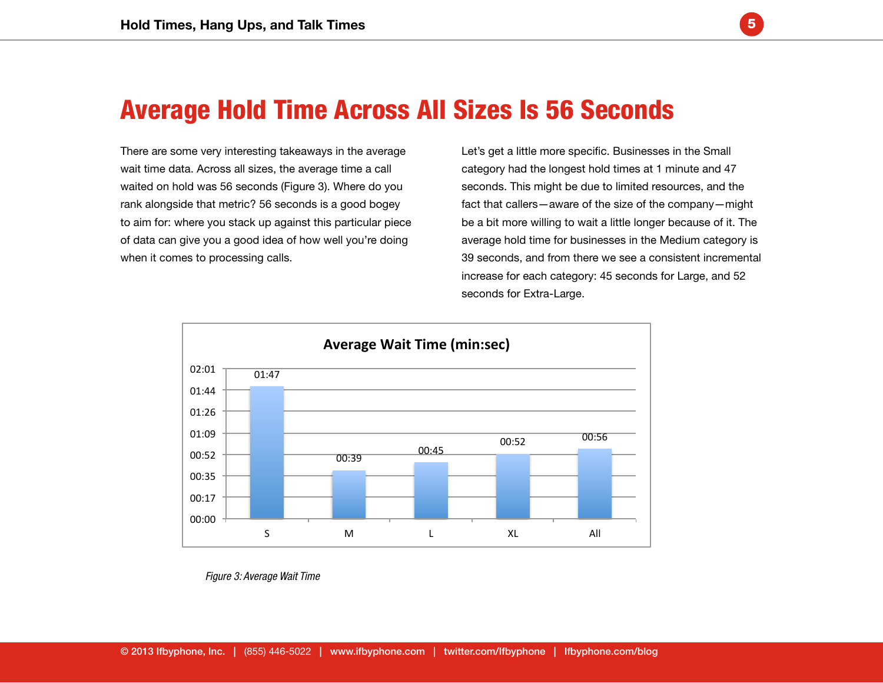# Average Hold Time Across All Sizes Is 56 Seconds

There are some very interesting takeaways in the average wait time data. Across all sizes, the average time a call waited on hold was 56 seconds (Figure 3). Where do you rank alongside that metric? 56 seconds is a good bogey to aim for: where you stack up against this particular piece of data can give you a good idea of how well you're doing when it comes to processing calls.

Let's get a little more specific. Businesses in the Small category had the longest hold times at 1 minute and 47 seconds. This might be due to limited resources, and the fact that callers—aware of the size of the company—might be a bit more willing to wait a little longer because of it. The average hold time for businesses in the Medium category is 39 seconds, and from there we see a consistent incremental increase for each category: 45 seconds for Large, and 52 seconds for Extra-Large.

**Average Wait Time (min:sec)**

| Size | Average Wait Time |
|---|---|
| S | 01:47 |
| M | 00:39 |
| L | 00:45 |
| XL | 00:52 |
| All | 00:56 |

*Figure 3: Average Wait Time*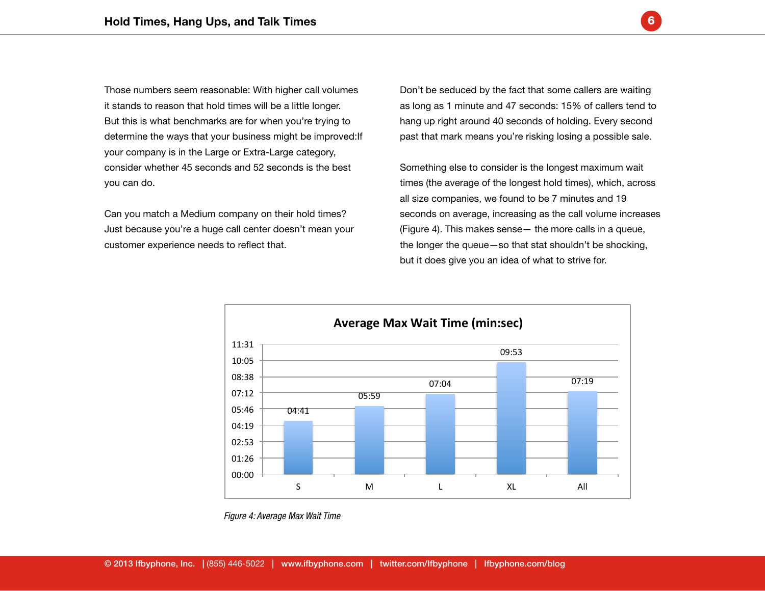Those numbers seem reasonable: With higher call volumes it stands to reason that hold times will be a little longer. But this is what benchmarks are for when you're trying to determine the ways that your business might be improved:If your company is in the Large or Extra-Large category, consider whether 45 seconds and 52 seconds is the best you can do.

Can you match a Medium company on their hold times? Just because you're a huge call center doesn't mean your customer experience needs to reflect that.

Don't be seduced by the fact that some callers are waiting as long as 1 minute and 47 seconds: 15% of callers tend to hang up right around 40 seconds of holding. Every second past that mark means you're risking losing a possible sale.

Something else to consider is the longest maximum wait times (the average of the longest hold times), which, across all size companies, we found to be 7 minutes and 19 seconds on average, increasing as the call volume increases (Figure 4). This makes sense— the more calls in a queue, the longer the queue—so that stat shouldn't be shocking, but it does give you an idea of what to strive for.

**Average Max Wait Time (min:sec)**

| Category | Average Max Wait Time |
|---|---|
| S | 04:41 |
| M | 05:59 |
| L | 07:04 |
| XL | 09:53 |
| All | 07:19 |

*Figure 4: Average Max Wait Time*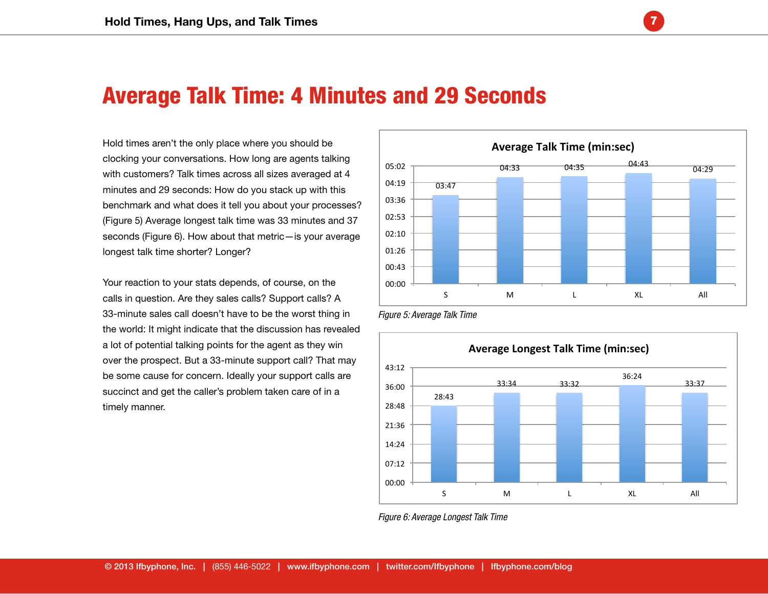# Average Talk Time: 4 Minutes and 29 Seconds

Hold times aren't the only place where you should be clocking your conversations. How long are agents talking with customers? Talk times across all sizes averaged at 4 minutes and 29 seconds: How do you stack up with this benchmark and what does it tell you about your processes? (Figure 5) Average longest talk time was 33 minutes and 37 seconds (Figure 6). How about that metric—is your average longest talk time shorter? Longer?

Your reaction to your stats depends, of course, on the calls in question. Are they sales calls? Support calls? A 33-minute sales call doesn't have to be the worst thing in the world: It might indicate that the discussion has revealed a lot of potential talking points for the agent as they win over the prospect. But a 33-minute support call? That may be some cause for concern. Ideally your support calls are succinct and get the caller's problem taken care of in a timely manner.

**Average Talk Time (min:sec)**

| S | M | L | XL | All |
|---|---|---|---|---|
| 03:47 | 04:33 | 04:35 | 04:43 | 04:29 |

*Figure 5: Average Talk Time*

**Average Longest Talk Time (min:sec)**

| S | M | L | XL | All |
|---|---|---|---|---|
| 28:43 | 33:34 | 33:32 | 36:24 | 33:37 |

*Figure 6: Average Longest Talk Time*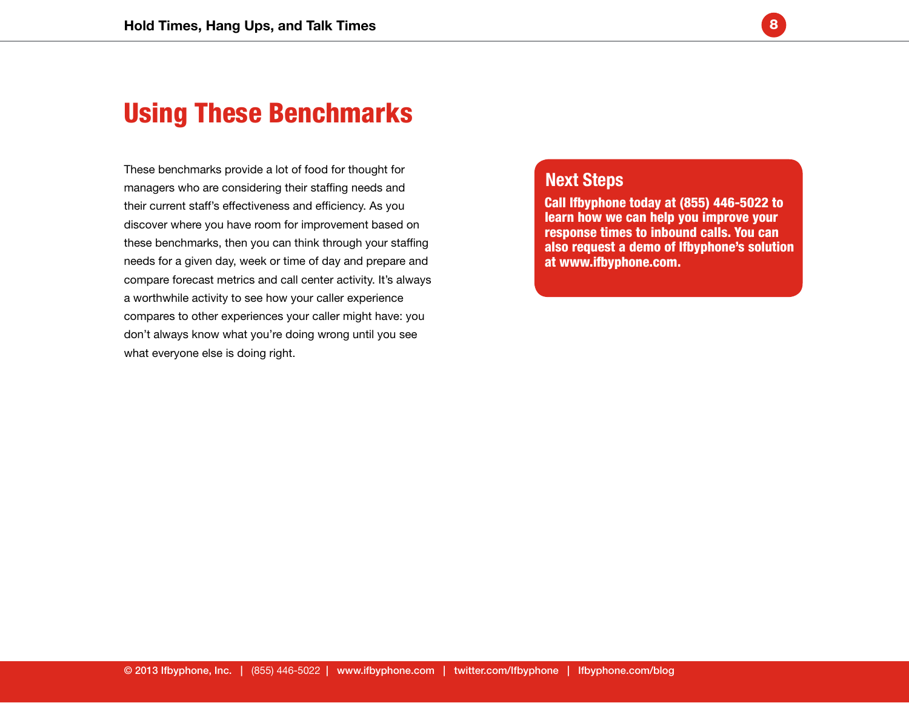# Using These Benchmarks

These benchmarks provide a lot of food for thought for managers who are considering their staffing needs and their current staff's effectiveness and efficiency. As you discover where you have room for improvement based on these benchmarks, then you can think through your staffing needs for a given day, week or time of day and prepare and compare forecast metrics and call center activity. It's always a worthwhile activity to see how your caller experience compares to other experiences your caller might have: you don't always know what you're doing wrong until you see what everyone else is doing right.

## Next Steps

**Call Ifbyphone today at (855) 446-5022 to learn how we can help you improve your response times to inbound calls. You can also request a demo of Ifbyphone's solution at www.ifbyphone.com.**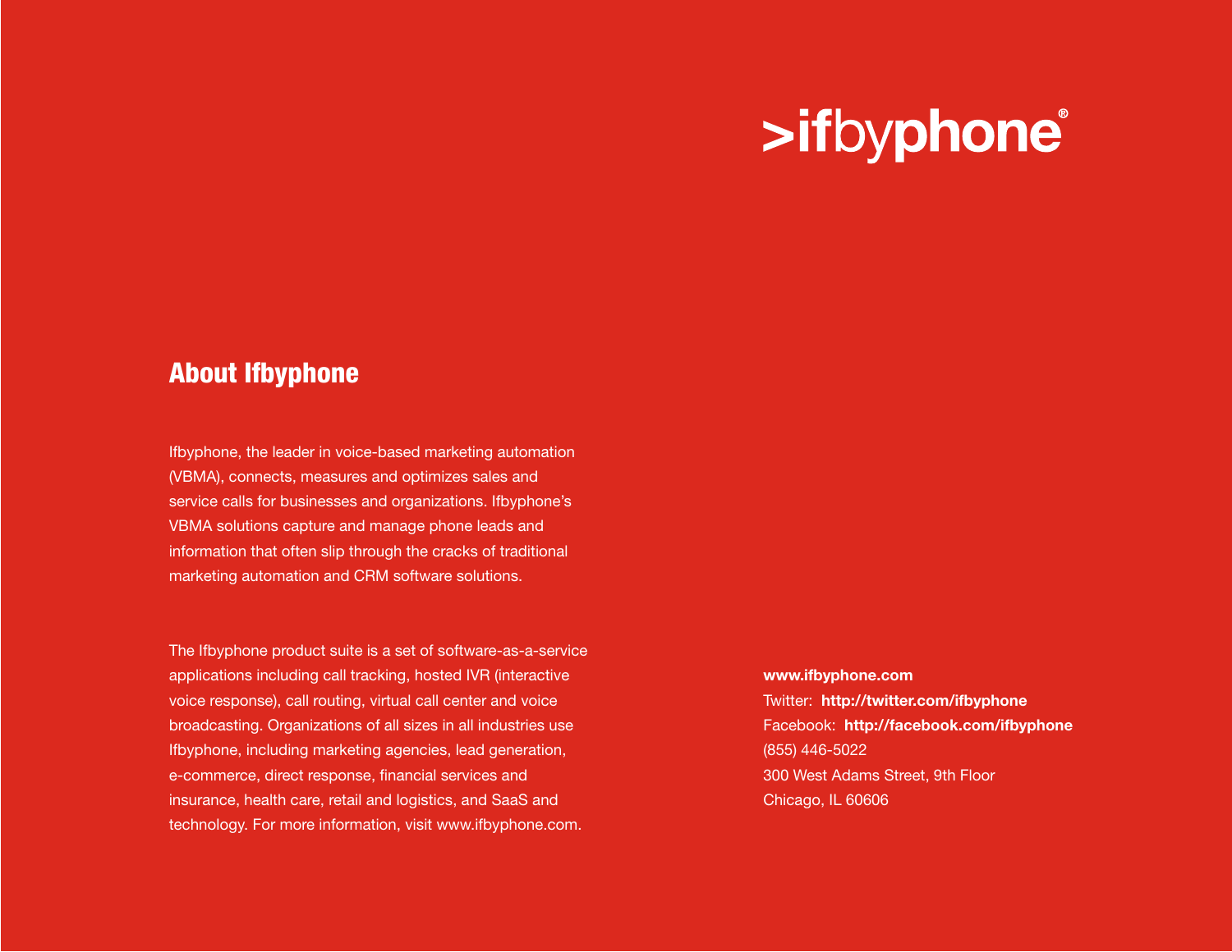>ifbyphone®

## About Ifbyphone

Ifbyphone, the leader in voice-based marketing automation (VBMA), connects, measures and optimizes sales and service calls for businesses and organizations. Ifbyphone's VBMA solutions capture and manage phone leads and information that often slip through the cracks of traditional marketing automation and CRM software solutions.

The Ifbyphone product suite is a set of software-as-a-service applications including call tracking, hosted IVR (interactive voice response), call routing, virtual call center and voice broadcasting. Organizations of all sizes in all industries use Ifbyphone, including marketing agencies, lead generation, e-commerce, direct response, financial services and insurance, health care, retail and logistics, and SaaS and technology. For more information, visit www.ifbyphone.com.

**www.ifbyphone.com**
Twitter: **http://twitter.com/ifbyphone**
Facebook: **http://facebook.com/ifbyphone**
(855) 446-5022
300 West Adams Street, 9th Floor
Chicago, IL 60606